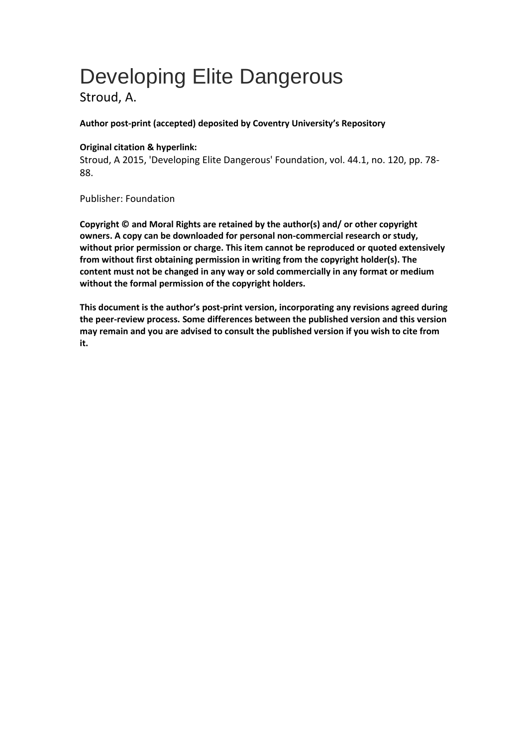# Developing Elite Dangerous

Stroud, A.

**Author post-print (accepted) deposited by Coventry University's Repository**

**Original citation & hyperlink:**

Stroud, A 2015, 'Developing Elite Dangerous' Foundation, vol. 44.1, no. 120, pp. 78-88.

Publisher: Foundation

**Copyright © and Moral Rights are retained by the author(s) and/ or other copyright owners. A copy can be downloaded for personal non-commercial research or study, without prior permission or charge. This item cannot be reproduced or quoted extensively from without first obtaining permission in writing from the copyright holder(s). The content must not be changed in any way or sold commercially in any format or medium without the formal permission of the copyright holders.**

**This document is the author's post-print version, incorporating any revisions agreed during the peer-review process. Some differences between the published version and this version may remain and you are advised to consult the published version if you wish to cite from it.**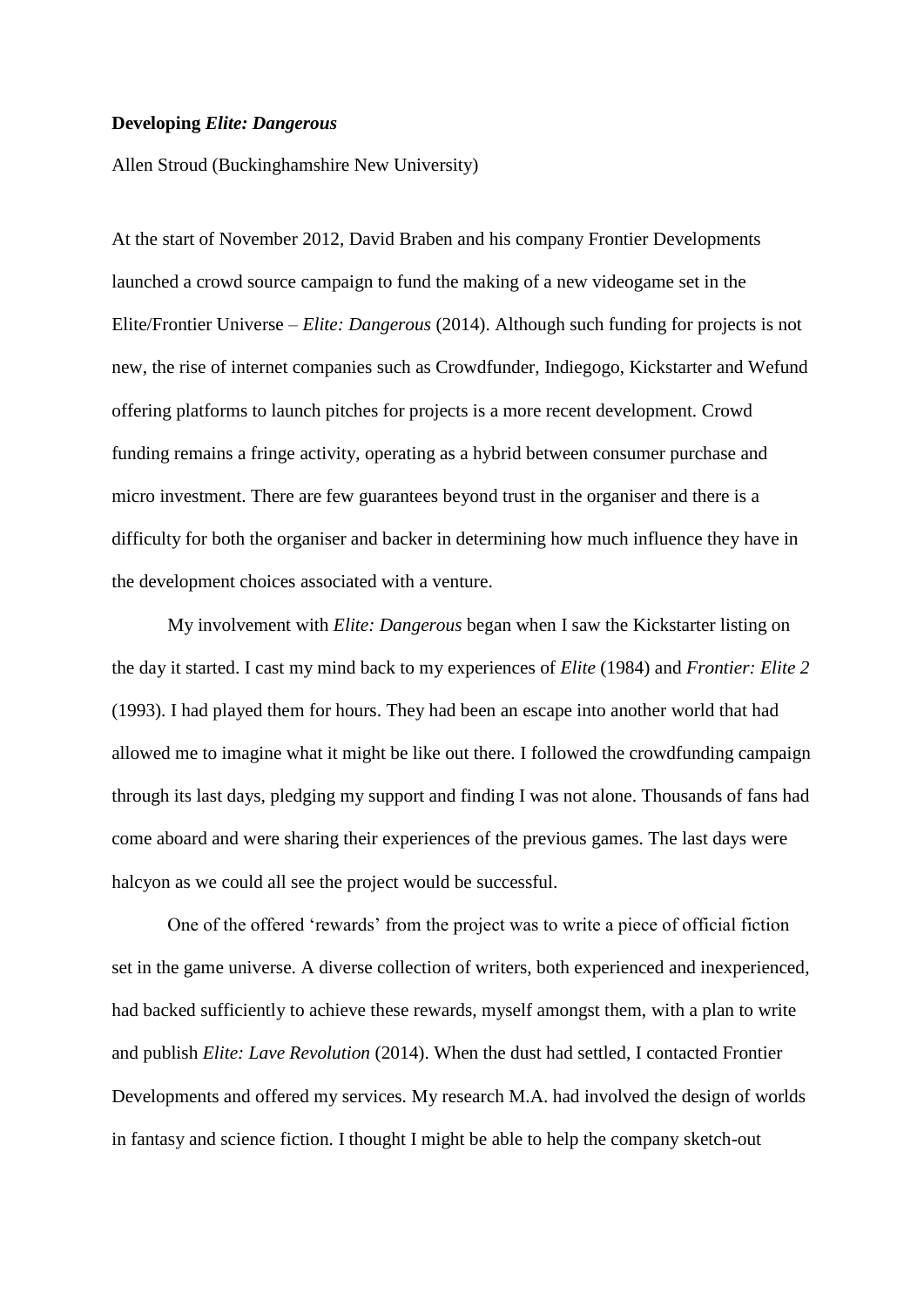**Developing *Elite: Dangerous***

Allen Stroud (Buckinghamshire New University)

At the start of November 2012, David Braben and his company Frontier Developments launched a crowd source campaign to fund the making of a new videogame set in the Elite/Frontier Universe – *Elite: Dangerous* (2014). Although such funding for projects is not new, the rise of internet companies such as Crowdfunder, Indiegogo, Kickstarter and Wefund offering platforms to launch pitches for projects is a more recent development. Crowd funding remains a fringe activity, operating as a hybrid between consumer purchase and micro investment. There are few guarantees beyond trust in the organiser and there is a difficulty for both the organiser and backer in determining how much influence they have in the development choices associated with a venture.

My involvement with *Elite: Dangerous* began when I saw the Kickstarter listing on the day it started. I cast my mind back to my experiences of *Elite* (1984) and *Frontier: Elite 2* (1993). I had played them for hours. They had been an escape into another world that had allowed me to imagine what it might be like out there. I followed the crowdfunding campaign through its last days, pledging my support and finding I was not alone. Thousands of fans had come aboard and were sharing their experiences of the previous games. The last days were halcyon as we could all see the project would be successful.

One of the offered 'rewards' from the project was to write a piece of official fiction set in the game universe. A diverse collection of writers, both experienced and inexperienced, had backed sufficiently to achieve these rewards, myself amongst them, with a plan to write and publish *Elite: Lave Revolution* (2014). When the dust had settled, I contacted Frontier Developments and offered my services. My research M.A. had involved the design of worlds in fantasy and science fiction. I thought I might be able to help the company sketch-out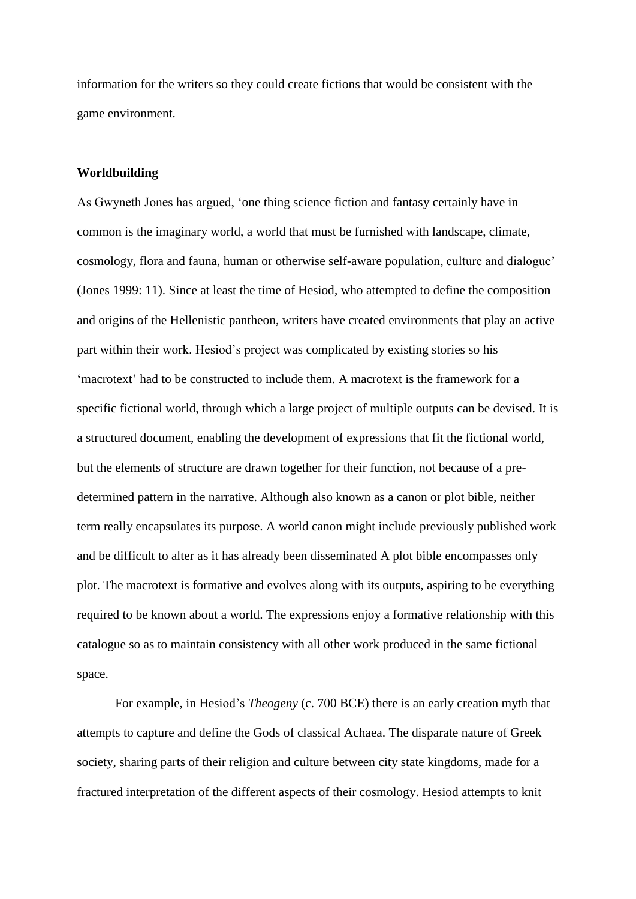information for the writers so they could create fictions that would be consistent with the game environment.

**Worldbuilding**

As Gwyneth Jones has argued, 'one thing science fiction and fantasy certainly have in common is the imaginary world, a world that must be furnished with landscape, climate, cosmology, flora and fauna, human or otherwise self-aware population, culture and dialogue' (Jones 1999: 11). Since at least the time of Hesiod, who attempted to define the composition and origins of the Hellenistic pantheon, writers have created environments that play an active part within their work. Hesiod's project was complicated by existing stories so his 'macrotext' had to be constructed to include them. A macrotext is the framework for a specific fictional world, through which a large project of multiple outputs can be devised. It is a structured document, enabling the development of expressions that fit the fictional world, but the elements of structure are drawn together for their function, not because of a pre-determined pattern in the narrative. Although also known as a canon or plot bible, neither term really encapsulates its purpose. A world canon might include previously published work and be difficult to alter as it has already been disseminated A plot bible encompasses only plot. The macrotext is formative and evolves along with its outputs, aspiring to be everything required to be known about a world. The expressions enjoy a formative relationship with this catalogue so as to maintain consistency with all other work produced in the same fictional space.

For example, in Hesiod's *Theogeny* (c. 700 BCE) there is an early creation myth that attempts to capture and define the Gods of classical Achaea. The disparate nature of Greek society, sharing parts of their religion and culture between city state kingdoms, made for a fractured interpretation of the different aspects of their cosmology. Hesiod attempts to knit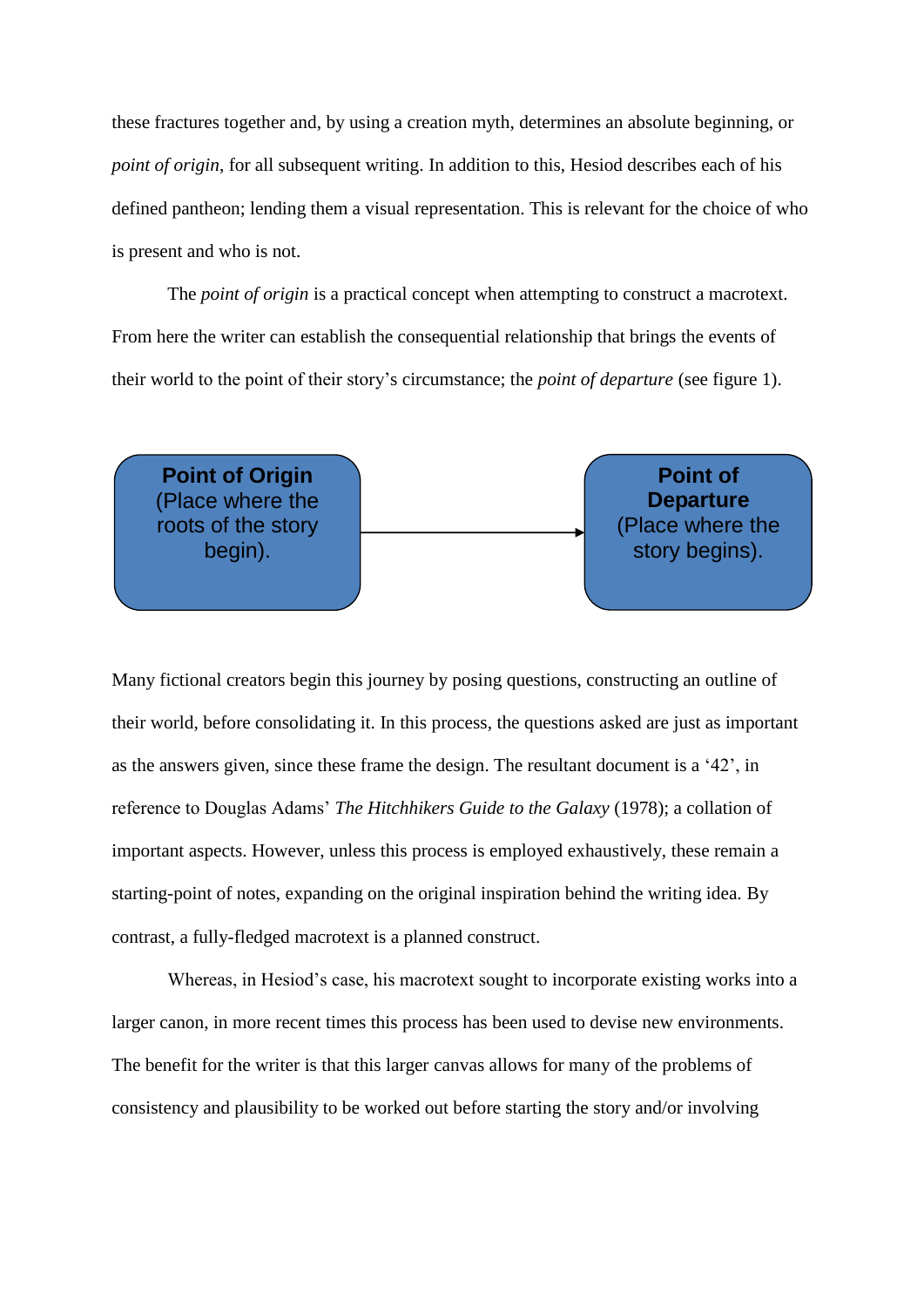these fractures together and, by using a creation myth, determines an absolute beginning, or *point of origin*, for all subsequent writing. In addition to this, Hesiod describes each of his defined pantheon; lending them a visual representation. This is relevant for the choice of who is present and who is not.

The *point of origin* is a practical concept when attempting to construct a macrotext. From here the writer can establish the consequential relationship that brings the events of their world to the point of their story's circumstance; the *point of departure* (see figure 1).

**Point of Origin** (Place where the roots of the story begin). → **Point of Departure** (Place where the story begins).

Many fictional creators begin this journey by posing questions, constructing an outline of their world, before consolidating it. In this process, the questions asked are just as important as the answers given, since these frame the design. The resultant document is a '42', in reference to Douglas Adams' *The Hitchhikers Guide to the Galaxy* (1978); a collation of important aspects. However, unless this process is employed exhaustively, these remain a starting-point of notes, expanding on the original inspiration behind the writing idea. By contrast, a fully-fledged macrotext is a planned construct.

Whereas, in Hesiod's case, his macrotext sought to incorporate existing works into a larger canon, in more recent times this process has been used to devise new environments. The benefit for the writer is that this larger canvas allows for many of the problems of consistency and plausibility to be worked out before starting the story and/or involving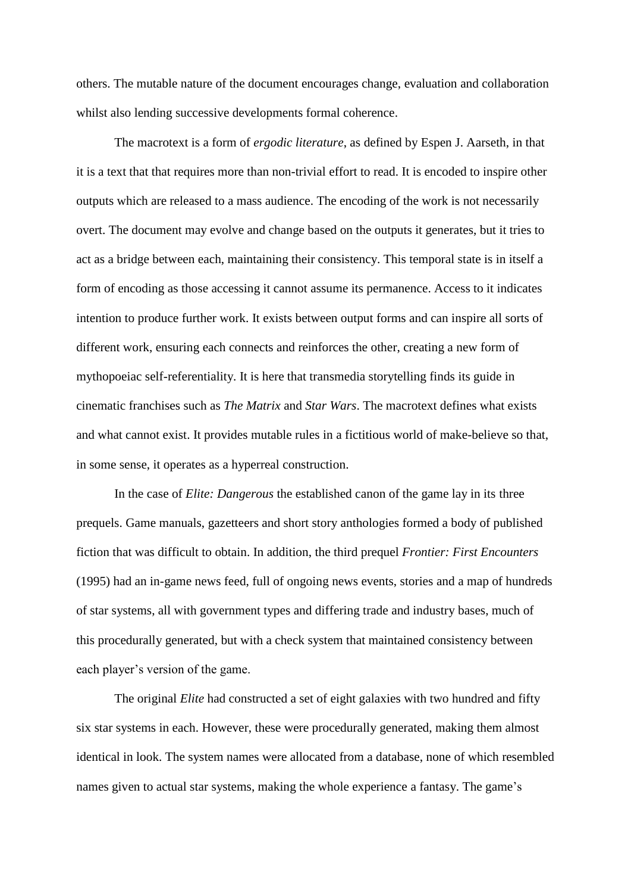others. The mutable nature of the document encourages change, evaluation and collaboration whilst also lending successive developments formal coherence.

The macrotext is a form of *ergodic literature*, as defined by Espen J. Aarseth, in that it is a text that that requires more than non-trivial effort to read. It is encoded to inspire other outputs which are released to a mass audience. The encoding of the work is not necessarily overt. The document may evolve and change based on the outputs it generates, but it tries to act as a bridge between each, maintaining their consistency. This temporal state is in itself a form of encoding as those accessing it cannot assume its permanence. Access to it indicates intention to produce further work. It exists between output forms and can inspire all sorts of different work, ensuring each connects and reinforces the other, creating a new form of mythopoeiac self-referentiality. It is here that transmedia storytelling finds its guide in cinematic franchises such as *The Matrix* and *Star Wars*. The macrotext defines what exists and what cannot exist. It provides mutable rules in a fictitious world of make-believe so that, in some sense, it operates as a hyperreal construction.

In the case of *Elite: Dangerous* the established canon of the game lay in its three prequels. Game manuals, gazetteers and short story anthologies formed a body of published fiction that was difficult to obtain. In addition, the third prequel *Frontier: First Encounters* (1995) had an in-game news feed, full of ongoing news events, stories and a map of hundreds of star systems, all with government types and differing trade and industry bases, much of this procedurally generated, but with a check system that maintained consistency between each player's version of the game.

The original *Elite* had constructed a set of eight galaxies with two hundred and fifty six star systems in each. However, these were procedurally generated, making them almost identical in look. The system names were allocated from a database, none of which resembled names given to actual star systems, making the whole experience a fantasy. The game's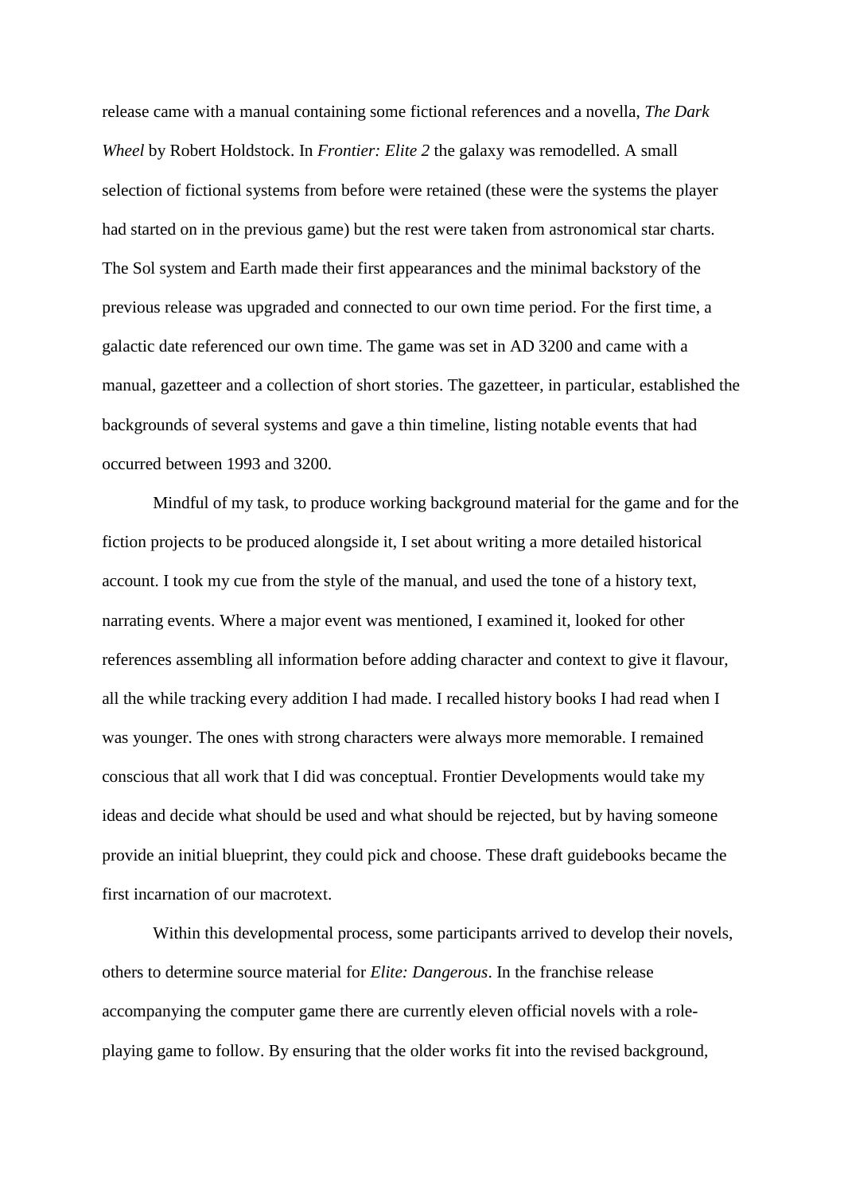release came with a manual containing some fictional references and a novella, *The Dark Wheel* by Robert Holdstock. In *Frontier: Elite 2* the galaxy was remodelled. A small selection of fictional systems from before were retained (these were the systems the player had started on in the previous game) but the rest were taken from astronomical star charts. The Sol system and Earth made their first appearances and the minimal backstory of the previous release was upgraded and connected to our own time period. For the first time, a galactic date referenced our own time. The game was set in AD 3200 and came with a manual, gazetteer and a collection of short stories. The gazetteer, in particular, established the backgrounds of several systems and gave a thin timeline, listing notable events that had occurred between 1993 and 3200.

Mindful of my task, to produce working background material for the game and for the fiction projects to be produced alongside it, I set about writing a more detailed historical account. I took my cue from the style of the manual, and used the tone of a history text, narrating events. Where a major event was mentioned, I examined it, looked for other references assembling all information before adding character and context to give it flavour, all the while tracking every addition I had made. I recalled history books I had read when I was younger. The ones with strong characters were always more memorable. I remained conscious that all work that I did was conceptual. Frontier Developments would take my ideas and decide what should be used and what should be rejected, but by having someone provide an initial blueprint, they could pick and choose. These draft guidebooks became the first incarnation of our macrotext.

Within this developmental process, some participants arrived to develop their novels, others to determine source material for *Elite: Dangerous*. In the franchise release accompanying the computer game there are currently eleven official novels with a role-playing game to follow. By ensuring that the older works fit into the revised background,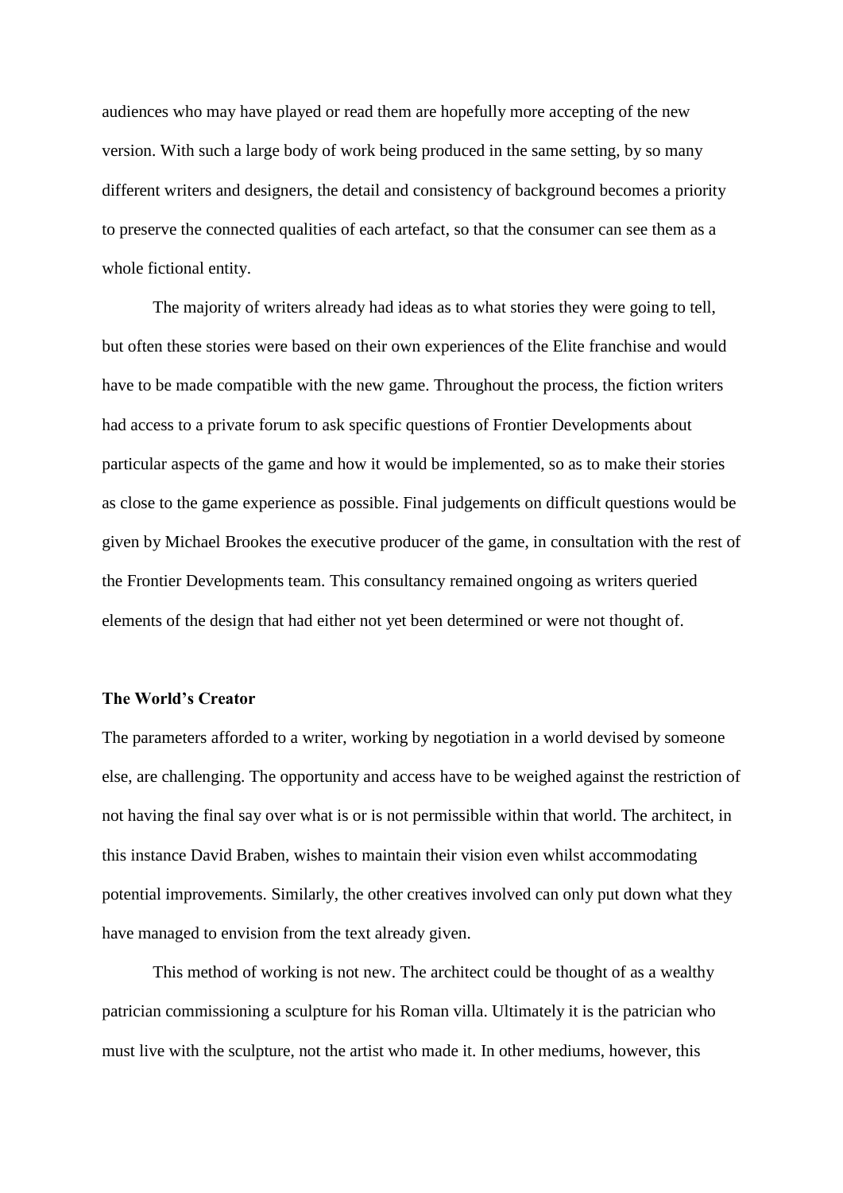audiences who may have played or read them are hopefully more accepting of the new version. With such a large body of work being produced in the same setting, by so many different writers and designers, the detail and consistency of background becomes a priority to preserve the connected qualities of each artefact, so that the consumer can see them as a whole fictional entity.

The majority of writers already had ideas as to what stories they were going to tell, but often these stories were based on their own experiences of the Elite franchise and would have to be made compatible with the new game. Throughout the process, the fiction writers had access to a private forum to ask specific questions of Frontier Developments about particular aspects of the game and how it would be implemented, so as to make their stories as close to the game experience as possible. Final judgements on difficult questions would be given by Michael Brookes the executive producer of the game, in consultation with the rest of the Frontier Developments team. This consultancy remained ongoing as writers queried elements of the design that had either not yet been determined or were not thought of.

### The World's Creator

The parameters afforded to a writer, working by negotiation in a world devised by someone else, are challenging. The opportunity and access have to be weighed against the restriction of not having the final say over what is or is not permissible within that world. The architect, in this instance David Braben, wishes to maintain their vision even whilst accommodating potential improvements. Similarly, the other creatives involved can only put down what they have managed to envision from the text already given.

This method of working is not new. The architect could be thought of as a wealthy patrician commissioning a sculpture for his Roman villa. Ultimately it is the patrician who must live with the sculpture, not the artist who made it. In other mediums, however, this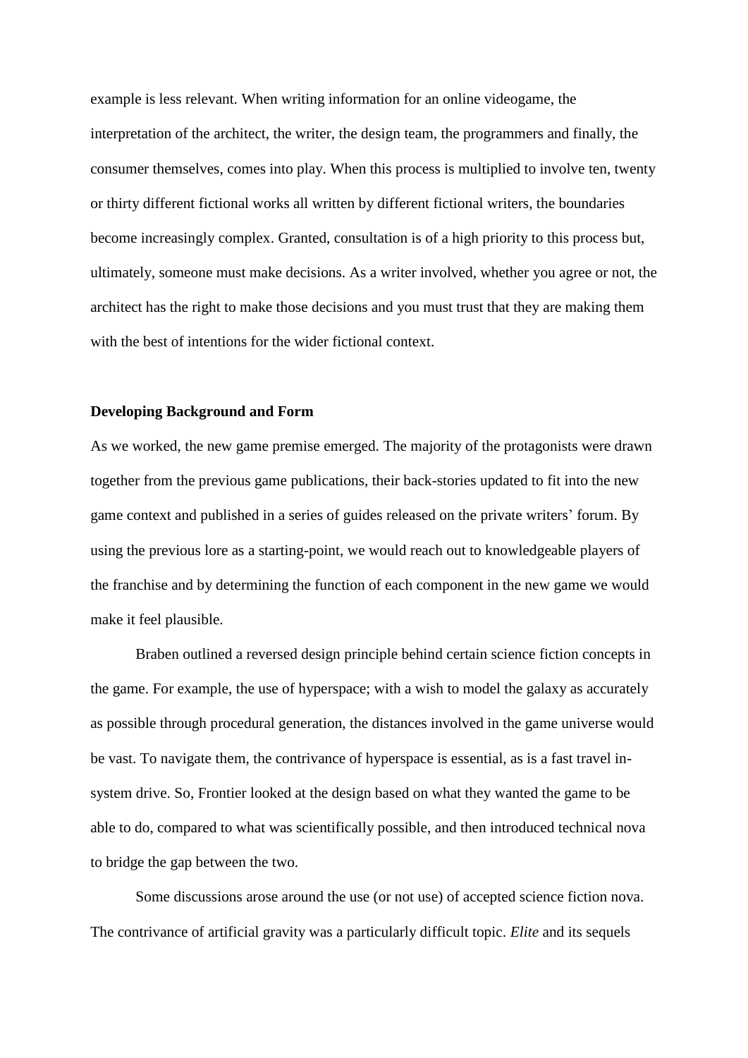example is less relevant. When writing information for an online videogame, the interpretation of the architect, the writer, the design team, the programmers and finally, the consumer themselves, comes into play. When this process is multiplied to involve ten, twenty or thirty different fictional works all written by different fictional writers, the boundaries become increasingly complex. Granted, consultation is of a high priority to this process but, ultimately, someone must make decisions. As a writer involved, whether you agree or not, the architect has the right to make those decisions and you must trust that they are making them with the best of intentions for the wider fictional context.

**Developing Background and Form**

As we worked, the new game premise emerged. The majority of the protagonists were drawn together from the previous game publications, their back-stories updated to fit into the new game context and published in a series of guides released on the private writers' forum. By using the previous lore as a starting-point, we would reach out to knowledgeable players of the franchise and by determining the function of each component in the new game we would make it feel plausible.

Braben outlined a reversed design principle behind certain science fiction concepts in the game. For example, the use of hyperspace; with a wish to model the galaxy as accurately as possible through procedural generation, the distances involved in the game universe would be vast. To navigate them, the contrivance of hyperspace is essential, as is a fast travel in-system drive. So, Frontier looked at the design based on what they wanted the game to be able to do, compared to what was scientifically possible, and then introduced technical nova to bridge the gap between the two.

Some discussions arose around the use (or not use) of accepted science fiction nova. The contrivance of artificial gravity was a particularly difficult topic. *Elite* and its sequels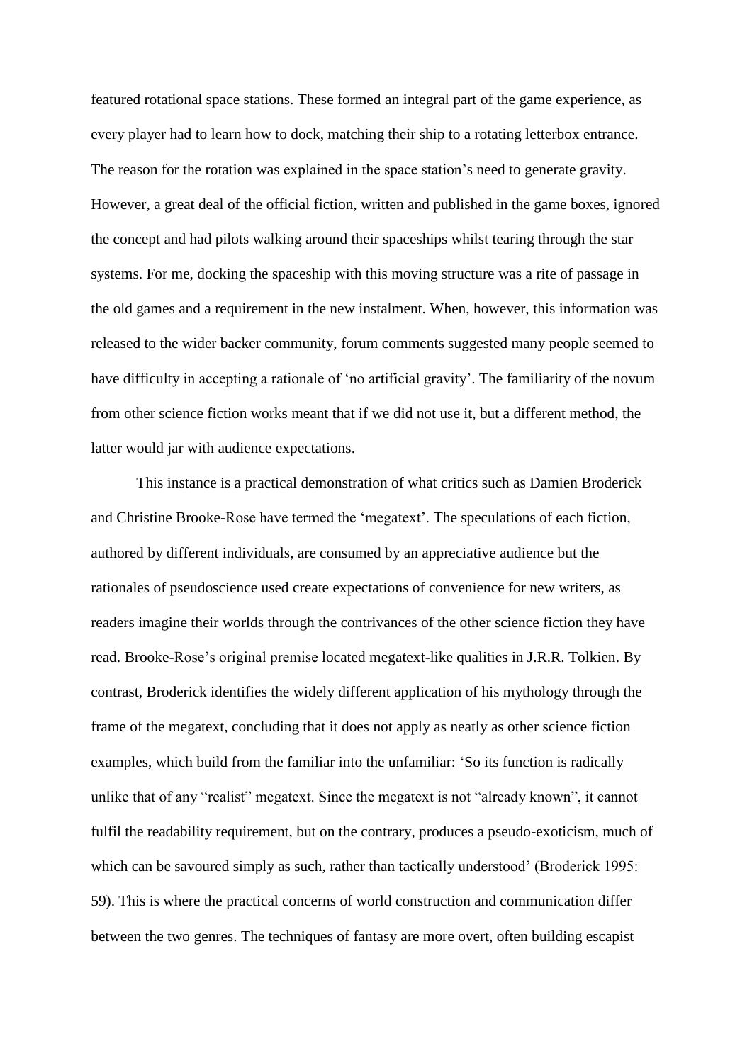featured rotational space stations. These formed an integral part of the game experience, as every player had to learn how to dock, matching their ship to a rotating letterbox entrance. The reason for the rotation was explained in the space station's need to generate gravity. However, a great deal of the official fiction, written and published in the game boxes, ignored the concept and had pilots walking around their spaceships whilst tearing through the star systems. For me, docking the spaceship with this moving structure was a rite of passage in the old games and a requirement in the new instalment. When, however, this information was released to the wider backer community, forum comments suggested many people seemed to have difficulty in accepting a rationale of 'no artificial gravity'. The familiarity of the novum from other science fiction works meant that if we did not use it, but a different method, the latter would jar with audience expectations.

This instance is a practical demonstration of what critics such as Damien Broderick and Christine Brooke-Rose have termed the 'megatext'. The speculations of each fiction, authored by different individuals, are consumed by an appreciative audience but the rationales of pseudoscience used create expectations of convenience for new writers, as readers imagine their worlds through the contrivances of the other science fiction they have read. Brooke-Rose's original premise located megatext-like qualities in J.R.R. Tolkien. By contrast, Broderick identifies the widely different application of his mythology through the frame of the megatext, concluding that it does not apply as neatly as other science fiction examples, which build from the familiar into the unfamiliar: 'So its function is radically unlike that of any "realist" megatext. Since the megatext is not "already known", it cannot fulfil the readability requirement, but on the contrary, produces a pseudo-exoticism, much of which can be savoured simply as such, rather than tactically understood' (Broderick 1995: 59). This is where the practical concerns of world construction and communication differ between the two genres. The techniques of fantasy are more overt, often building escapist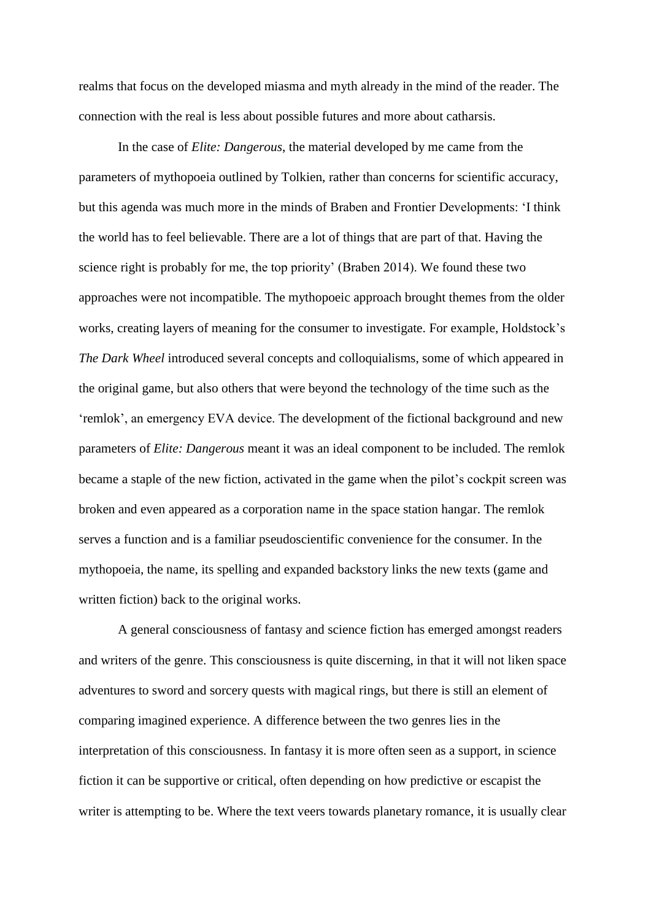realms that focus on the developed miasma and myth already in the mind of the reader. The connection with the real is less about possible futures and more about catharsis.

In the case of *Elite: Dangerous*, the material developed by me came from the parameters of mythopoeia outlined by Tolkien, rather than concerns for scientific accuracy, but this agenda was much more in the minds of Braben and Frontier Developments: 'I think the world has to feel believable. There are a lot of things that are part of that. Having the science right is probably for me, the top priority' (Braben 2014). We found these two approaches were not incompatible. The mythopoeic approach brought themes from the older works, creating layers of meaning for the consumer to investigate. For example, Holdstock's *The Dark Wheel* introduced several concepts and colloquialisms, some of which appeared in the original game, but also others that were beyond the technology of the time such as the 'remlok', an emergency EVA device. The development of the fictional background and new parameters of *Elite: Dangerous* meant it was an ideal component to be included. The remlok became a staple of the new fiction, activated in the game when the pilot's cockpit screen was broken and even appeared as a corporation name in the space station hangar. The remlok serves a function and is a familiar pseudoscientific convenience for the consumer. In the mythopoeia, the name, its spelling and expanded backstory links the new texts (game and written fiction) back to the original works.

A general consciousness of fantasy and science fiction has emerged amongst readers and writers of the genre. This consciousness is quite discerning, in that it will not liken space adventures to sword and sorcery quests with magical rings, but there is still an element of comparing imagined experience. A difference between the two genres lies in the interpretation of this consciousness. In fantasy it is more often seen as a support, in science fiction it can be supportive or critical, often depending on how predictive or escapist the writer is attempting to be. Where the text veers towards planetary romance, it is usually clear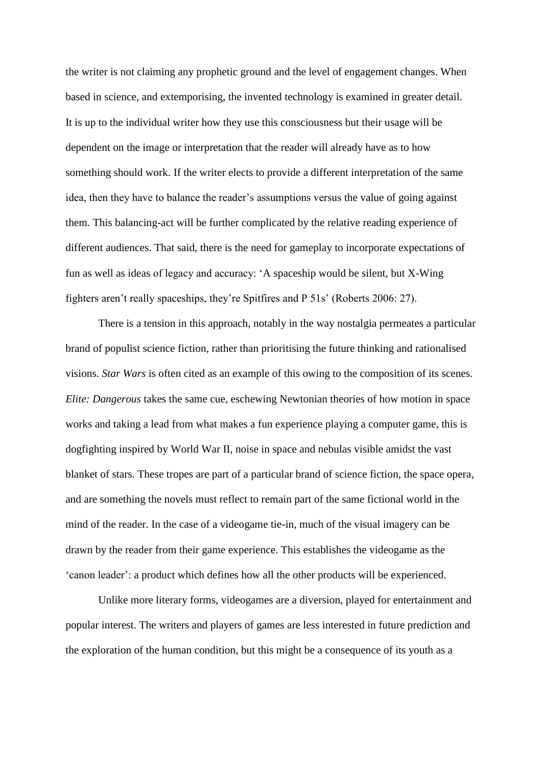the writer is not claiming any prophetic ground and the level of engagement changes. When based in science, and extemporising, the invented technology is examined in greater detail. It is up to the individual writer how they use this consciousness but their usage will be dependent on the image or interpretation that the reader will already have as to how something should work. If the writer elects to provide a different interpretation of the same idea, then they have to balance the reader's assumptions versus the value of going against them. This balancing-act will be further complicated by the relative reading experience of different audiences. That said, there is the need for gameplay to incorporate expectations of fun as well as ideas of legacy and accuracy: 'A spaceship would be silent, but X-Wing fighters aren't really spaceships, they're Spitfires and P 51s' (Roberts 2006: 27).

There is a tension in this approach, notably in the way nostalgia permeates a particular brand of populist science fiction, rather than prioritising the future thinking and rationalised visions. *Star Wars* is often cited as an example of this owing to the composition of its scenes. *Elite: Dangerous* takes the same cue, eschewing Newtonian theories of how motion in space works and taking a lead from what makes a fun experience playing a computer game, this is dogfighting inspired by World War II, noise in space and nebulas visible amidst the vast blanket of stars. These tropes are part of a particular brand of science fiction, the space opera, and are something the novels must reflect to remain part of the same fictional world in the mind of the reader. In the case of a videogame tie-in, much of the visual imagery can be drawn by the reader from their game experience. This establishes the videogame as the 'canon leader': a product which defines how all the other products will be experienced.

Unlike more literary forms, videogames are a diversion, played for entertainment and popular interest. The writers and players of games are less interested in future prediction and the exploration of the human condition, but this might be a consequence of its youth as a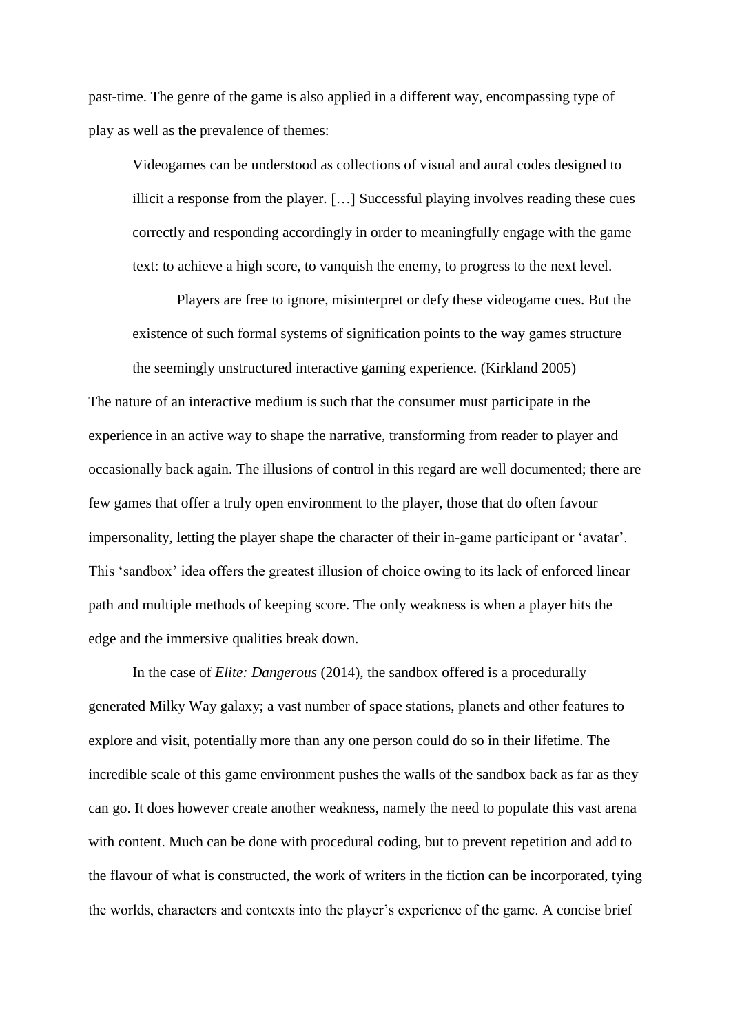past-time. The genre of the game is also applied in a different way, encompassing type of play as well as the prevalence of themes:

> Videogames can be understood as collections of visual and aural codes designed to illicit a response from the player. […] Successful playing involves reading these cues correctly and responding accordingly in order to meaningfully engage with the game text: to achieve a high score, to vanquish the enemy, to progress to the next level.
>
> Players are free to ignore, misinterpret or defy these videogame cues. But the existence of such formal systems of signification points to the way games structure the seemingly unstructured interactive gaming experience. (Kirkland 2005)

The nature of an interactive medium is such that the consumer must participate in the experience in an active way to shape the narrative, transforming from reader to player and occasionally back again. The illusions of control in this regard are well documented; there are few games that offer a truly open environment to the player, those that do often favour impersonality, letting the player shape the character of their in-game participant or 'avatar'. This 'sandbox' idea offers the greatest illusion of choice owing to its lack of enforced linear path and multiple methods of keeping score. The only weakness is when a player hits the edge and the immersive qualities break down.

In the case of *Elite: Dangerous* (2014), the sandbox offered is a procedurally generated Milky Way galaxy; a vast number of space stations, planets and other features to explore and visit, potentially more than any one person could do so in their lifetime. The incredible scale of this game environment pushes the walls of the sandbox back as far as they can go. It does however create another weakness, namely the need to populate this vast arena with content. Much can be done with procedural coding, but to prevent repetition and add to the flavour of what is constructed, the work of writers in the fiction can be incorporated, tying the worlds, characters and contexts into the player's experience of the game. A concise brief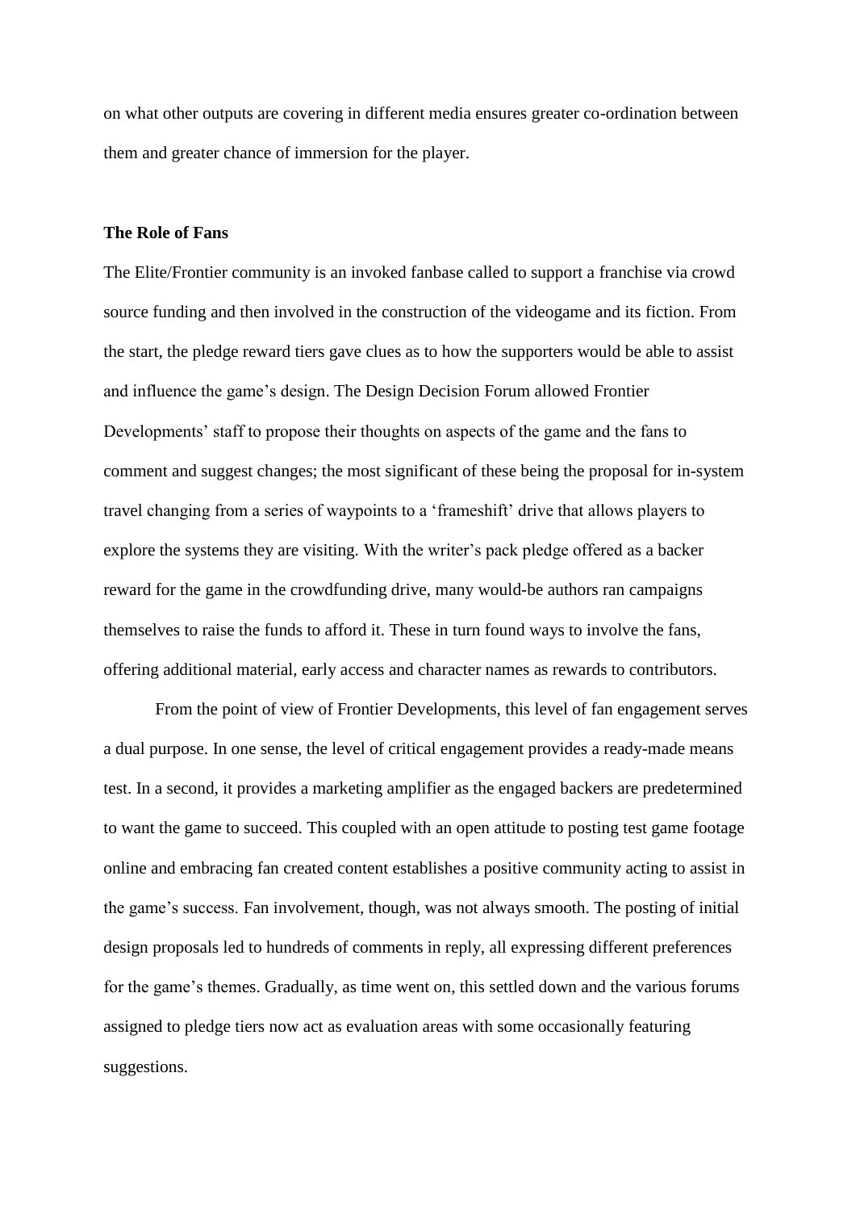on what other outputs are covering in different media ensures greater co-ordination between them and greater chance of immersion for the player.

**The Role of Fans**

The Elite/Frontier community is an invoked fanbase called to support a franchise via crowd source funding and then involved in the construction of the videogame and its fiction. From the start, the pledge reward tiers gave clues as to how the supporters would be able to assist and influence the game's design. The Design Decision Forum allowed Frontier Developments' staff to propose their thoughts on aspects of the game and the fans to comment and suggest changes; the most significant of these being the proposal for in-system travel changing from a series of waypoints to a 'frameshift' drive that allows players to explore the systems they are visiting. With the writer's pack pledge offered as a backer reward for the game in the crowdfunding drive, many would-be authors ran campaigns themselves to raise the funds to afford it. These in turn found ways to involve the fans, offering additional material, early access and character names as rewards to contributors.

From the point of view of Frontier Developments, this level of fan engagement serves a dual purpose. In one sense, the level of critical engagement provides a ready-made means test. In a second, it provides a marketing amplifier as the engaged backers are predetermined to want the game to succeed. This coupled with an open attitude to posting test game footage online and embracing fan created content establishes a positive community acting to assist in the game's success. Fan involvement, though, was not always smooth. The posting of initial design proposals led to hundreds of comments in reply, all expressing different preferences for the game's themes. Gradually, as time went on, this settled down and the various forums assigned to pledge tiers now act as evaluation areas with some occasionally featuring suggestions.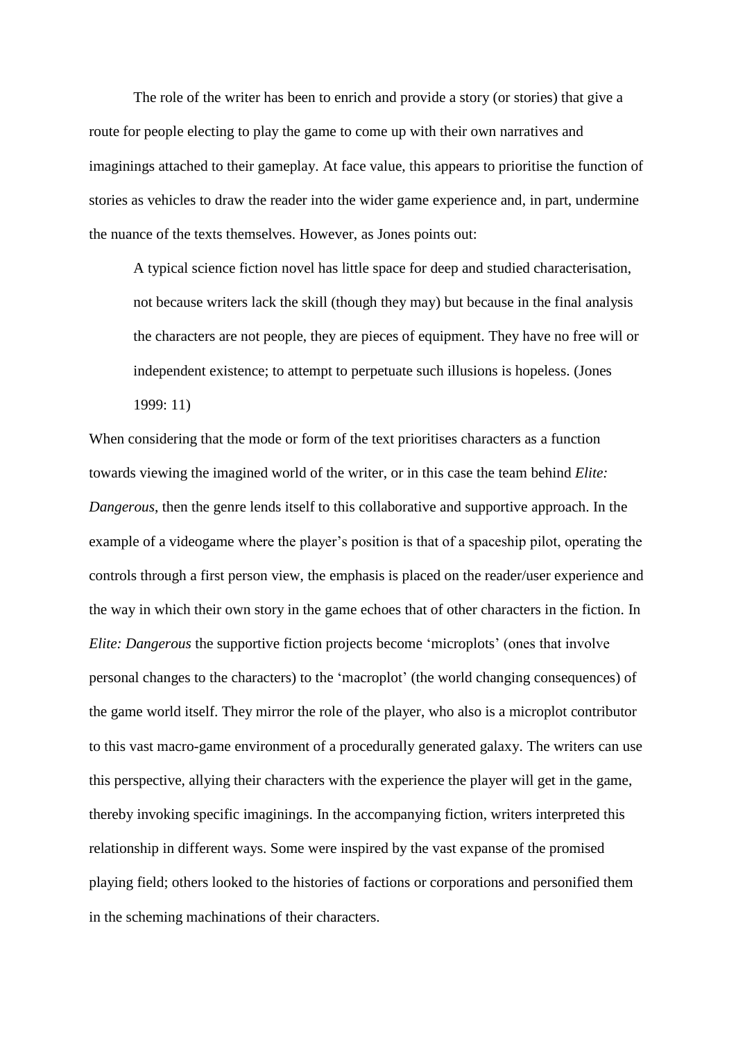The role of the writer has been to enrich and provide a story (or stories) that give a route for people electing to play the game to come up with their own narratives and imaginings attached to their gameplay. At face value, this appears to prioritise the function of stories as vehicles to draw the reader into the wider game experience and, in part, undermine the nuance of the texts themselves. However, as Jones points out:

> A typical science fiction novel has little space for deep and studied characterisation, not because writers lack the skill (though they may) but because in the final analysis the characters are not people, they are pieces of equipment. They have no free will or independent existence; to attempt to perpetuate such illusions is hopeless. (Jones 1999: 11)

When considering that the mode or form of the text prioritises characters as a function towards viewing the imagined world of the writer, or in this case the team behind *Elite: Dangerous*, then the genre lends itself to this collaborative and supportive approach. In the example of a videogame where the player's position is that of a spaceship pilot, operating the controls through a first person view, the emphasis is placed on the reader/user experience and the way in which their own story in the game echoes that of other characters in the fiction. In *Elite: Dangerous* the supportive fiction projects become 'microplots' (ones that involve personal changes to the characters) to the 'macroplot' (the world changing consequences) of the game world itself. They mirror the role of the player, who also is a microplot contributor to this vast macro-game environment of a procedurally generated galaxy. The writers can use this perspective, allying their characters with the experience the player will get in the game, thereby invoking specific imaginings. In the accompanying fiction, writers interpreted this relationship in different ways. Some were inspired by the vast expanse of the promised playing field; others looked to the histories of factions or corporations and personified them in the scheming machinations of their characters.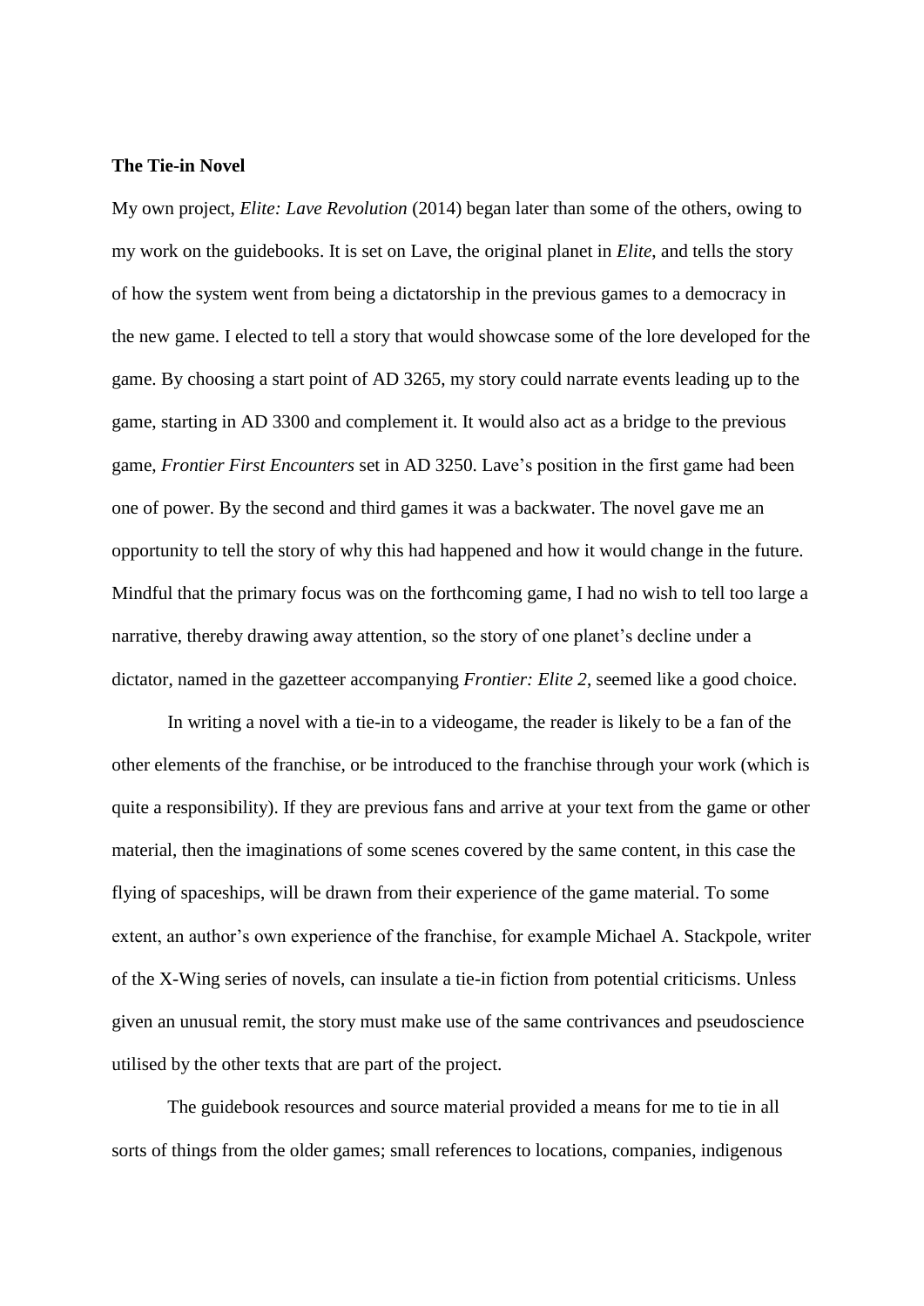**The Tie-in Novel**

My own project, *Elite: Lave Revolution* (2014) began later than some of the others, owing to my work on the guidebooks. It is set on Lave, the original planet in *Elite*, and tells the story of how the system went from being a dictatorship in the previous games to a democracy in the new game. I elected to tell a story that would showcase some of the lore developed for the game. By choosing a start point of AD 3265, my story could narrate events leading up to the game, starting in AD 3300 and complement it. It would also act as a bridge to the previous game, *Frontier First Encounters* set in AD 3250. Lave's position in the first game had been one of power. By the second and third games it was a backwater. The novel gave me an opportunity to tell the story of why this had happened and how it would change in the future. Mindful that the primary focus was on the forthcoming game, I had no wish to tell too large a narrative, thereby drawing away attention, so the story of one planet's decline under a dictator, named in the gazetteer accompanying *Frontier: Elite 2*, seemed like a good choice.

In writing a novel with a tie-in to a videogame, the reader is likely to be a fan of the other elements of the franchise, or be introduced to the franchise through your work (which is quite a responsibility). If they are previous fans and arrive at your text from the game or other material, then the imaginations of some scenes covered by the same content, in this case the flying of spaceships, will be drawn from their experience of the game material. To some extent, an author's own experience of the franchise, for example Michael A. Stackpole, writer of the X-Wing series of novels, can insulate a tie-in fiction from potential criticisms. Unless given an unusual remit, the story must make use of the same contrivances and pseudoscience utilised by the other texts that are part of the project.

The guidebook resources and source material provided a means for me to tie in all sorts of things from the older games; small references to locations, companies, indigenous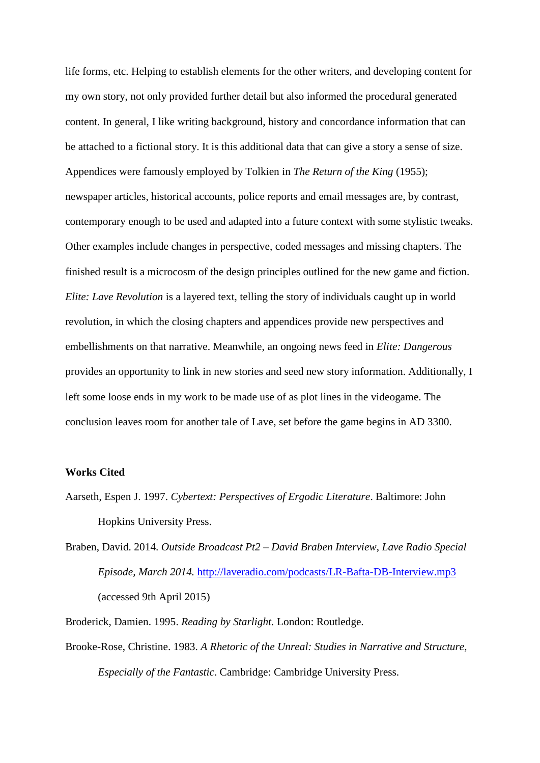life forms, etc. Helping to establish elements for the other writers, and developing content for my own story, not only provided further detail but also informed the procedural generated content. In general, I like writing background, history and concordance information that can be attached to a fictional story. It is this additional data that can give a story a sense of size. Appendices were famously employed by Tolkien in *The Return of the King* (1955); newspaper articles, historical accounts, police reports and email messages are, by contrast, contemporary enough to be used and adapted into a future context with some stylistic tweaks. Other examples include changes in perspective, coded messages and missing chapters. The finished result is a microcosm of the design principles outlined for the new game and fiction. *Elite: Lave Revolution* is a layered text, telling the story of individuals caught up in world revolution, in which the closing chapters and appendices provide new perspectives and embellishments on that narrative. Meanwhile, an ongoing news feed in *Elite: Dangerous* provides an opportunity to link in new stories and seed new story information. Additionally, I left some loose ends in my work to be made use of as plot lines in the videogame. The conclusion leaves room for another tale of Lave, set before the game begins in AD 3300.

**Works Cited**

Aarseth, Espen J. 1997. *Cybertext: Perspectives of Ergodic Literature*. Baltimore: John Hopkins University Press.

Braben, David. 2014. *Outside Broadcast Pt2 – David Braben Interview, Lave Radio Special Episode, March 2014.* http://laveradio.com/podcasts/LR-Bafta-DB-Interview.mp3 (accessed 9th April 2015)

Broderick, Damien. 1995. *Reading by Starlight.* London: Routledge.

Brooke-Rose, Christine. 1983. *A Rhetoric of the Unreal: Studies in Narrative and Structure, Especially of the Fantastic*. Cambridge: Cambridge University Press.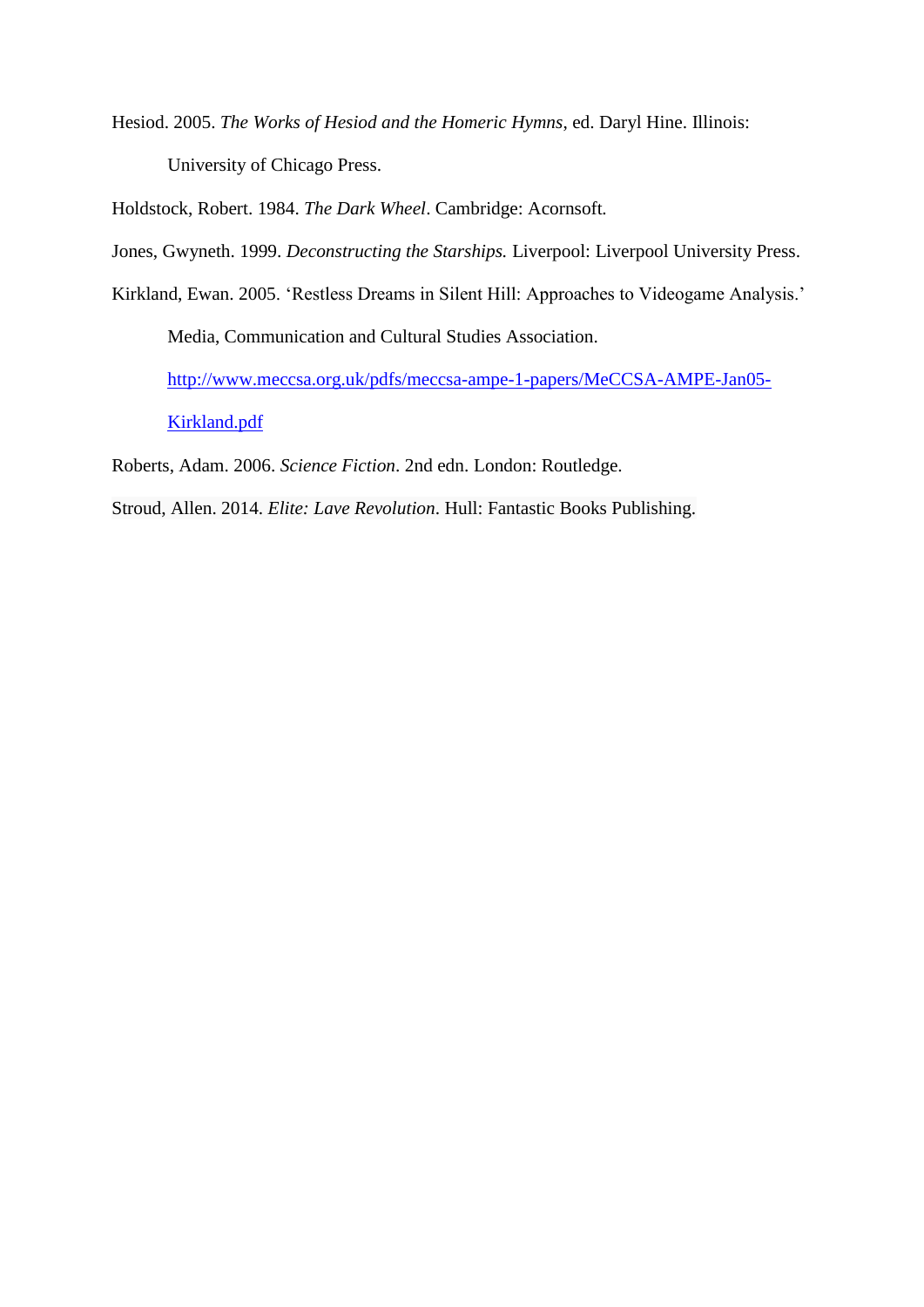Hesiod. 2005. *The Works of Hesiod and the Homeric Hymns*, ed. Daryl Hine. Illinois: University of Chicago Press.

Holdstock, Robert. 1984. *The Dark Wheel*. Cambridge: Acornsoft.

Jones, Gwyneth. 1999. *Deconstructing the Starships.* Liverpool: Liverpool University Press.

Kirkland, Ewan. 2005. 'Restless Dreams in Silent Hill: Approaches to Videogame Analysis.' Media, Communication and Cultural Studies Association. http://www.meccsa.org.uk/pdfs/meccsa-ampe-1-papers/MeCCSA-AMPE-Jan05-Kirkland.pdf

Roberts, Adam. 2006. *Science Fiction*. 2nd edn. London: Routledge.

Stroud, Allen. 2014. *Elite: Lave Revolution*. Hull: Fantastic Books Publishing.